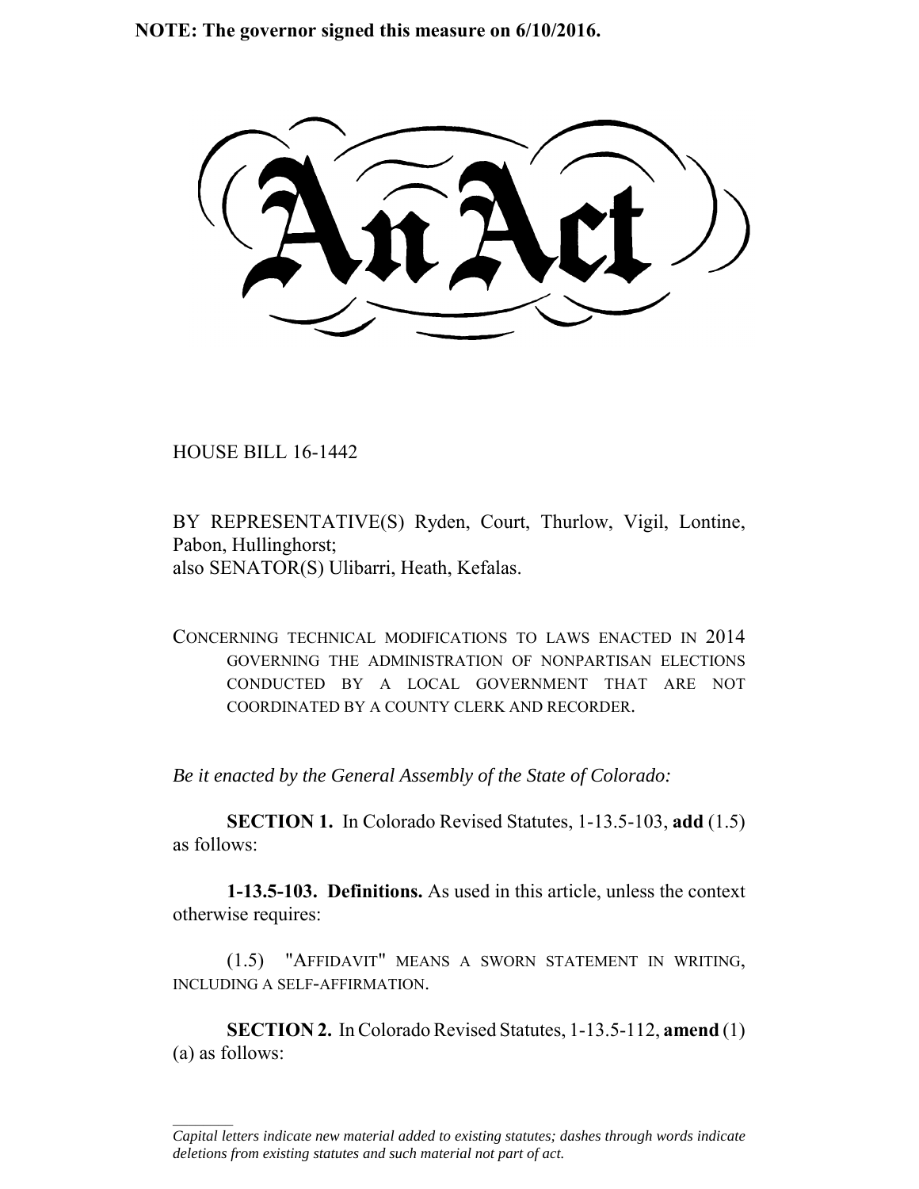**NOTE: The governor signed this measure on 6/10/2016.**

# An Act

HOUSE BILL 16-1442

BY REPRESENTATIVE(S) Ryden, Court, Thurlow, Vigil, Lontine, Pabon, Hullinghorst;
also SENATOR(S) Ulibarri, Heath, Kefalas.

CONCERNING TECHNICAL MODIFICATIONS TO LAWS ENACTED IN 2014 GOVERNING THE ADMINISTRATION OF NONPARTISAN ELECTIONS CONDUCTED BY A LOCAL GOVERNMENT THAT ARE NOT COORDINATED BY A COUNTY CLERK AND RECORDER.

*Be it enacted by the General Assembly of the State of Colorado:*

**SECTION 1.** In Colorado Revised Statutes, 1-13.5-103, **add** (1.5) as follows:

**1-13.5-103. Definitions.** As used in this article, unless the context otherwise requires:

(1.5) "AFFIDAVIT" MEANS A SWORN STATEMENT IN WRITING, INCLUDING A SELF-AFFIRMATION.

**SECTION 2.** In Colorado Revised Statutes, 1-13.5-112, **amend** (1) (a) as follows:

---

*Capital letters indicate new material added to existing statutes; dashes through words indicate deletions from existing statutes and such material not part of act.*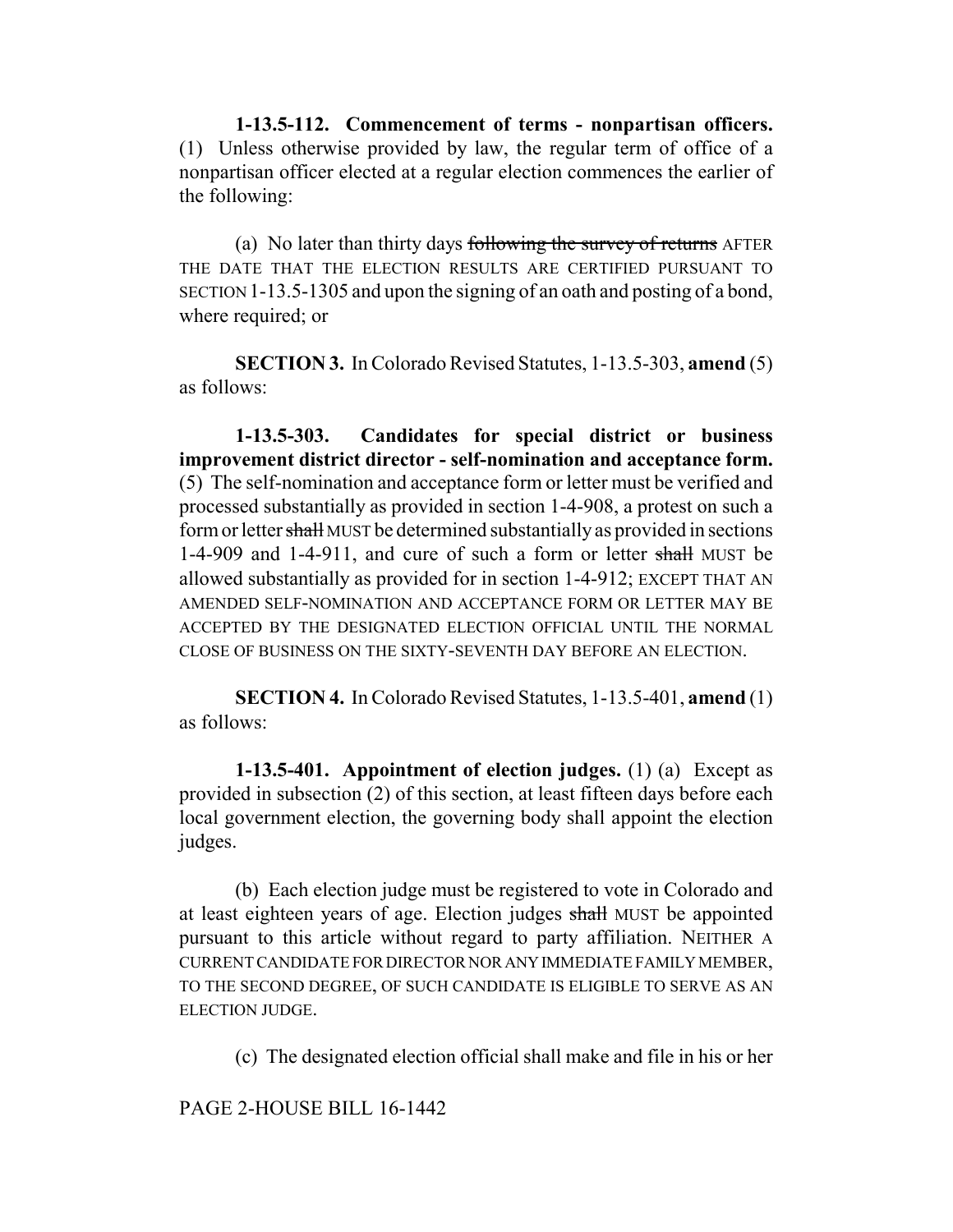**1-13.5-112. Commencement of terms - nonpartisan officers.** (1) Unless otherwise provided by law, the regular term of office of a nonpartisan officer elected at a regular election commences the earlier of the following:

(a) No later than thirty days ~~following the survey of returns~~ AFTER THE DATE THAT THE ELECTION RESULTS ARE CERTIFIED PURSUANT TO SECTION 1-13.5-1305 and upon the signing of an oath and posting of a bond, where required; or

**SECTION 3.** In Colorado Revised Statutes, 1-13.5-303, **amend** (5) as follows:

**1-13.5-303. Candidates for special district or business improvement district director - self-nomination and acceptance form.** (5) The self-nomination and acceptance form or letter must be verified and processed substantially as provided in section 1-4-908, a protest on such a form or letter ~~shall~~ MUST be determined substantially as provided in sections 1-4-909 and 1-4-911, and cure of such a form or letter ~~shall~~ MUST be allowed substantially as provided for in section 1-4-912; EXCEPT THAT AN AMENDED SELF-NOMINATION AND ACCEPTANCE FORM OR LETTER MAY BE ACCEPTED BY THE DESIGNATED ELECTION OFFICIAL UNTIL THE NORMAL CLOSE OF BUSINESS ON THE SIXTY-SEVENTH DAY BEFORE AN ELECTION.

**SECTION 4.** In Colorado Revised Statutes, 1-13.5-401, **amend** (1) as follows:

**1-13.5-401. Appointment of election judges.** (1) (a) Except as provided in subsection (2) of this section, at least fifteen days before each local government election, the governing body shall appoint the election judges.

(b) Each election judge must be registered to vote in Colorado and at least eighteen years of age. Election judges ~~shall~~ MUST be appointed pursuant to this article without regard to party affiliation. NEITHER A CURRENT CANDIDATE FOR DIRECTOR NOR ANY IMMEDIATE FAMILY MEMBER, TO THE SECOND DEGREE, OF SUCH CANDIDATE IS ELIGIBLE TO SERVE AS AN ELECTION JUDGE.

(c) The designated election official shall make and file in his or her

PAGE 2-HOUSE BILL 16-1442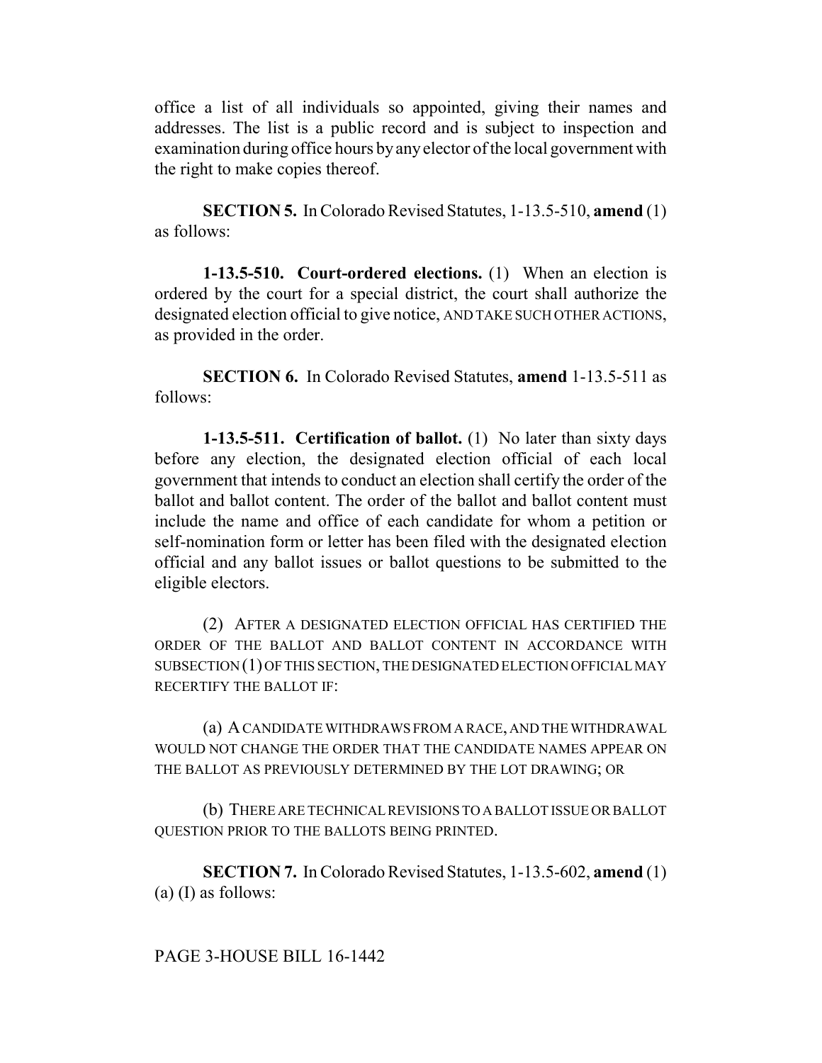office a list of all individuals so appointed, giving their names and addresses. The list is a public record and is subject to inspection and examination during office hours by any elector of the local government with the right to make copies thereof.

**SECTION 5.** In Colorado Revised Statutes, 1-13.5-510, **amend** (1) as follows:

**1-13.5-510. Court-ordered elections.** (1) When an election is ordered by the court for a special district, the court shall authorize the designated election official to give notice, AND TAKE SUCH OTHER ACTIONS, as provided in the order.

**SECTION 6.** In Colorado Revised Statutes, **amend** 1-13.5-511 as follows:

**1-13.5-511. Certification of ballot.** (1) No later than sixty days before any election, the designated election official of each local government that intends to conduct an election shall certify the order of the ballot and ballot content. The order of the ballot and ballot content must include the name and office of each candidate for whom a petition or self-nomination form or letter has been filed with the designated election official and any ballot issues or ballot questions to be submitted to the eligible electors.

(2) AFTER A DESIGNATED ELECTION OFFICIAL HAS CERTIFIED THE ORDER OF THE BALLOT AND BALLOT CONTENT IN ACCORDANCE WITH SUBSECTION (1) OF THIS SECTION, THE DESIGNATED ELECTION OFFICIAL MAY RECERTIFY THE BALLOT IF:

(a) A CANDIDATE WITHDRAWS FROM A RACE, AND THE WITHDRAWAL WOULD NOT CHANGE THE ORDER THAT THE CANDIDATE NAMES APPEAR ON THE BALLOT AS PREVIOUSLY DETERMINED BY THE LOT DRAWING; OR

(b) THERE ARE TECHNICAL REVISIONS TO A BALLOT ISSUE OR BALLOT QUESTION PRIOR TO THE BALLOTS BEING PRINTED.

**SECTION 7.** In Colorado Revised Statutes, 1-13.5-602, **amend** (1) (a) (I) as follows:

PAGE 3-HOUSE BILL 16-1442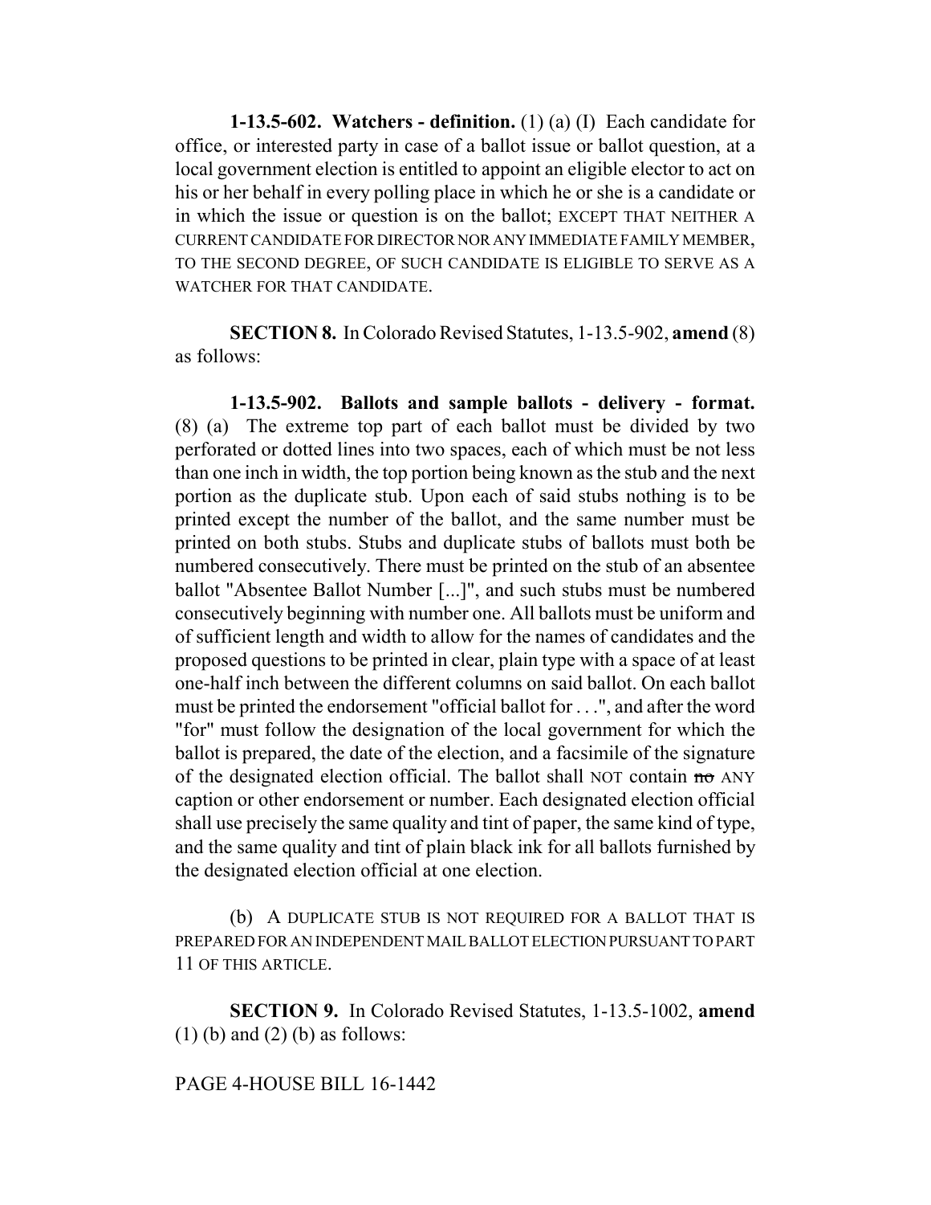**1-13.5-602. Watchers - definition.** (1) (a) (I) Each candidate for office, or interested party in case of a ballot issue or ballot question, at a local government election is entitled to appoint an eligible elector to act on his or her behalf in every polling place in which he or she is a candidate or in which the issue or question is on the ballot; EXCEPT THAT NEITHER A CURRENT CANDIDATE FOR DIRECTOR NOR ANY IMMEDIATE FAMILY MEMBER, TO THE SECOND DEGREE, OF SUCH CANDIDATE IS ELIGIBLE TO SERVE AS A WATCHER FOR THAT CANDIDATE.

**SECTION 8.** In Colorado Revised Statutes, 1-13.5-902, **amend** (8) as follows:

**1-13.5-902. Ballots and sample ballots - delivery - format.** (8) (a) The extreme top part of each ballot must be divided by two perforated or dotted lines into two spaces, each of which must be not less than one inch in width, the top portion being known as the stub and the next portion as the duplicate stub. Upon each of said stubs nothing is to be printed except the number of the ballot, and the same number must be printed on both stubs. Stubs and duplicate stubs of ballots must both be numbered consecutively. There must be printed on the stub of an absentee ballot "Absentee Ballot Number [...]", and such stubs must be numbered consecutively beginning with number one. All ballots must be uniform and of sufficient length and width to allow for the names of candidates and the proposed questions to be printed in clear, plain type with a space of at least one-half inch between the different columns on said ballot. On each ballot must be printed the endorsement "official ballot for . . .", and after the word "for" must follow the designation of the local government for which the ballot is prepared, the date of the election, and a facsimile of the signature of the designated election official. The ballot shall NOT contain ~~no~~ ANY caption or other endorsement or number. Each designated election official shall use precisely the same quality and tint of paper, the same kind of type, and the same quality and tint of plain black ink for all ballots furnished by the designated election official at one election.

(b) A DUPLICATE STUB IS NOT REQUIRED FOR A BALLOT THAT IS PREPARED FOR AN INDEPENDENT MAIL BALLOT ELECTION PURSUANT TO PART 11 OF THIS ARTICLE.

**SECTION 9.** In Colorado Revised Statutes, 1-13.5-1002, **amend** (1) (b) and (2) (b) as follows: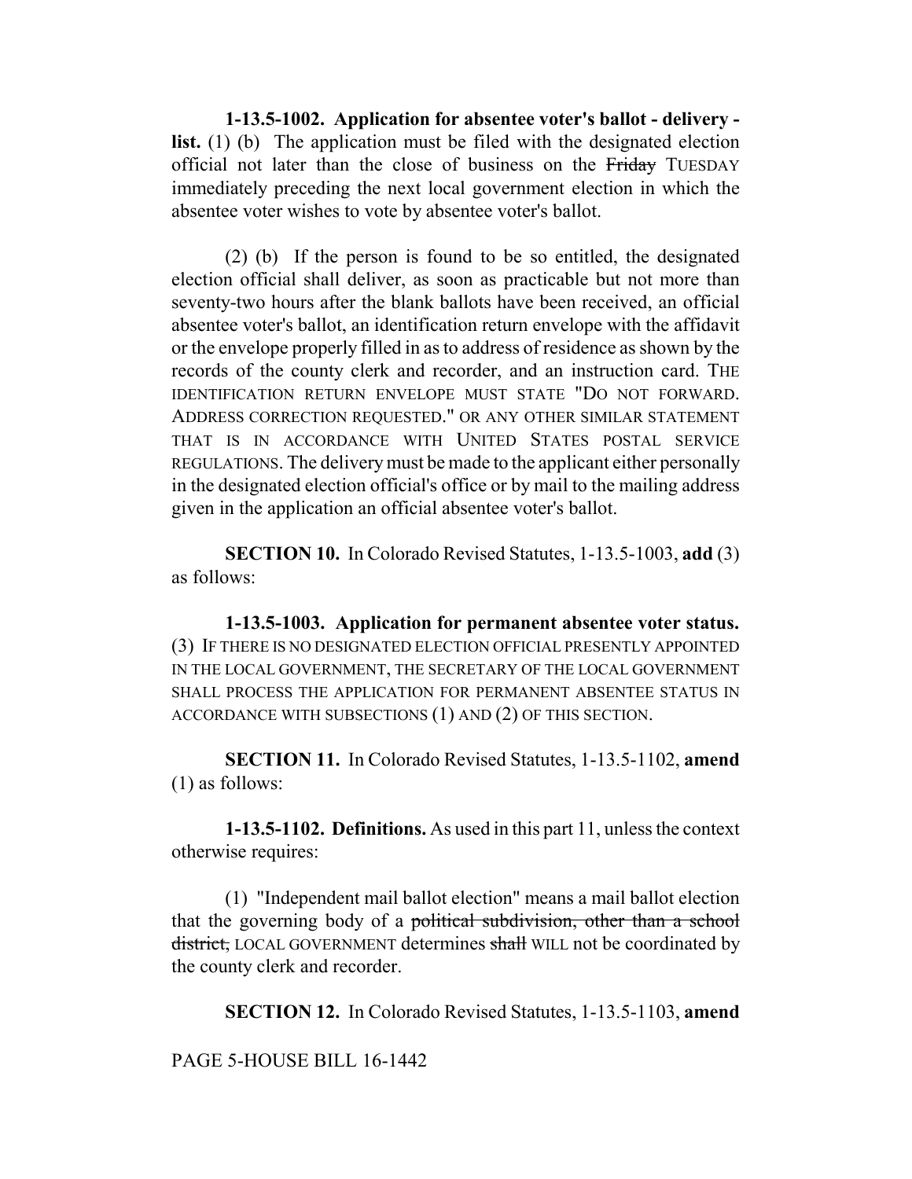**1-13.5-1002. Application for absentee voter's ballot - delivery - list.** (1) (b) The application must be filed with the designated election official not later than the close of business on the ~~Friday~~ TUESDAY immediately preceding the next local government election in which the absentee voter wishes to vote by absentee voter's ballot.

(2) (b) If the person is found to be so entitled, the designated election official shall deliver, as soon as practicable but not more than seventy-two hours after the blank ballots have been received, an official absentee voter's ballot, an identification return envelope with the affidavit or the envelope properly filled in as to address of residence as shown by the records of the county clerk and recorder, and an instruction card. THE IDENTIFICATION RETURN ENVELOPE MUST STATE "DO NOT FORWARD. ADDRESS CORRECTION REQUESTED." OR ANY OTHER SIMILAR STATEMENT THAT IS IN ACCORDANCE WITH UNITED STATES POSTAL SERVICE REGULATIONS. The delivery must be made to the applicant either personally in the designated election official's office or by mail to the mailing address given in the application an official absentee voter's ballot.

**SECTION 10.** In Colorado Revised Statutes, 1-13.5-1003, **add** (3) as follows:

**1-13.5-1003. Application for permanent absentee voter status.** (3) IF THERE IS NO DESIGNATED ELECTION OFFICIAL PRESENTLY APPOINTED IN THE LOCAL GOVERNMENT, THE SECRETARY OF THE LOCAL GOVERNMENT SHALL PROCESS THE APPLICATION FOR PERMANENT ABSENTEE STATUS IN ACCORDANCE WITH SUBSECTIONS (1) AND (2) OF THIS SECTION.

**SECTION 11.** In Colorado Revised Statutes, 1-13.5-1102, **amend** (1) as follows:

**1-13.5-1102. Definitions.** As used in this part 11, unless the context otherwise requires:

(1) "Independent mail ballot election" means a mail ballot election that the governing body of a ~~political subdivision, other than a school district,~~ LOCAL GOVERNMENT determines ~~shall~~ WILL not be coordinated by the county clerk and recorder.

**SECTION 12.** In Colorado Revised Statutes, 1-13.5-1103, **amend**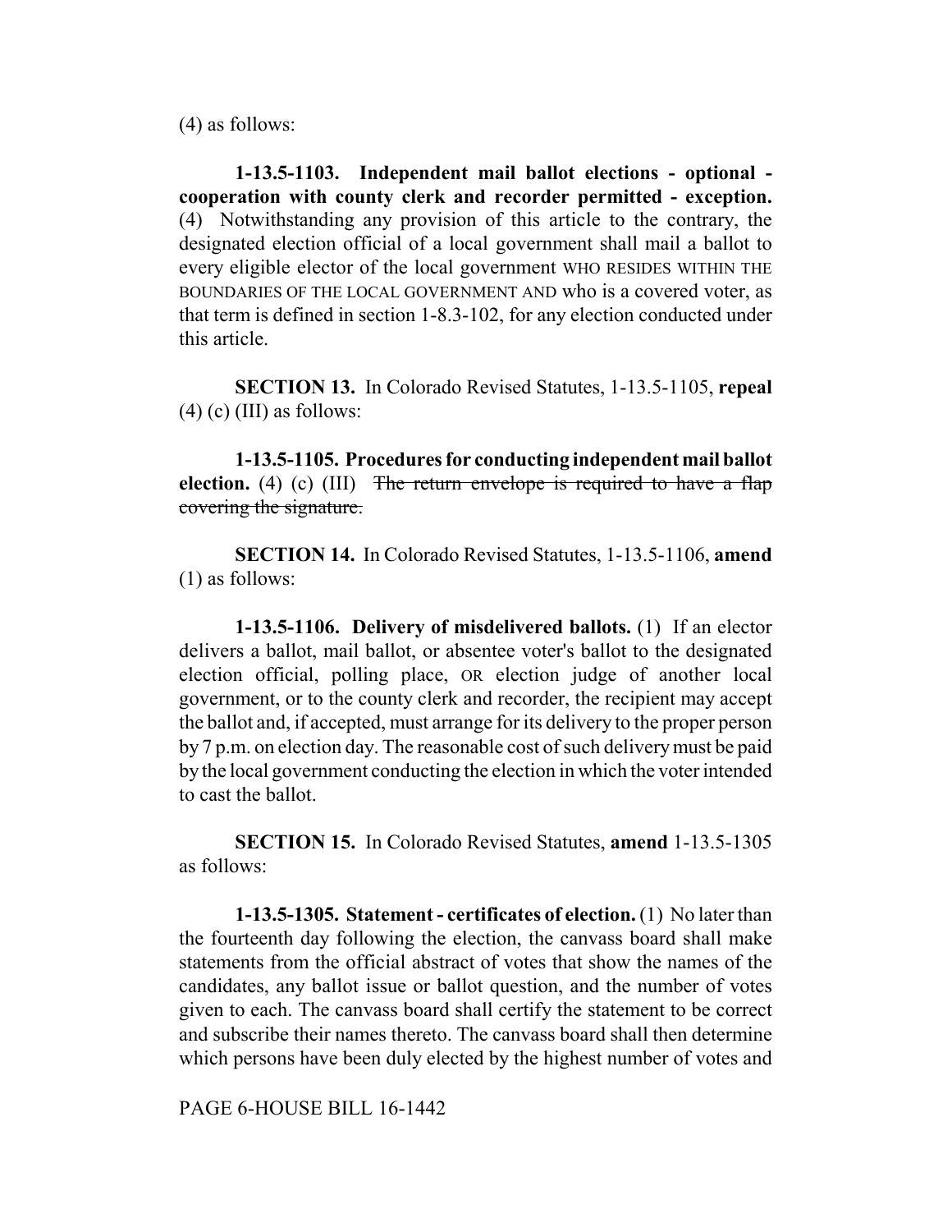(4) as follows:

**1-13.5-1103. Independent mail ballot elections - optional - cooperation with county clerk and recorder permitted - exception.** (4) Notwithstanding any provision of this article to the contrary, the designated election official of a local government shall mail a ballot to every eligible elector of the local government WHO RESIDES WITHIN THE BOUNDARIES OF THE LOCAL GOVERNMENT AND who is a covered voter, as that term is defined in section 1-8.3-102, for any election conducted under this article.

**SECTION 13.** In Colorado Revised Statutes, 1-13.5-1105, **repeal** (4) (c) (III) as follows:

**1-13.5-1105. Procedures for conducting independent mail ballot election.** (4) (c) (III) ~~The return envelope is required to have a flap covering the signature.~~

**SECTION 14.** In Colorado Revised Statutes, 1-13.5-1106, **amend** (1) as follows:

**1-13.5-1106. Delivery of misdelivered ballots.** (1) If an elector delivers a ballot, mail ballot, or absentee voter's ballot to the designated election official, polling place, OR election judge of another local government, or to the county clerk and recorder, the recipient may accept the ballot and, if accepted, must arrange for its delivery to the proper person by 7 p.m. on election day. The reasonable cost of such delivery must be paid by the local government conducting the election in which the voter intended to cast the ballot.

**SECTION 15.** In Colorado Revised Statutes, **amend** 1-13.5-1305 as follows:

**1-13.5-1305. Statement - certificates of election.** (1) No later than the fourteenth day following the election, the canvass board shall make statements from the official abstract of votes that show the names of the candidates, any ballot issue or ballot question, and the number of votes given to each. The canvass board shall certify the statement to be correct and subscribe their names thereto. The canvass board shall then determine which persons have been duly elected by the highest number of votes and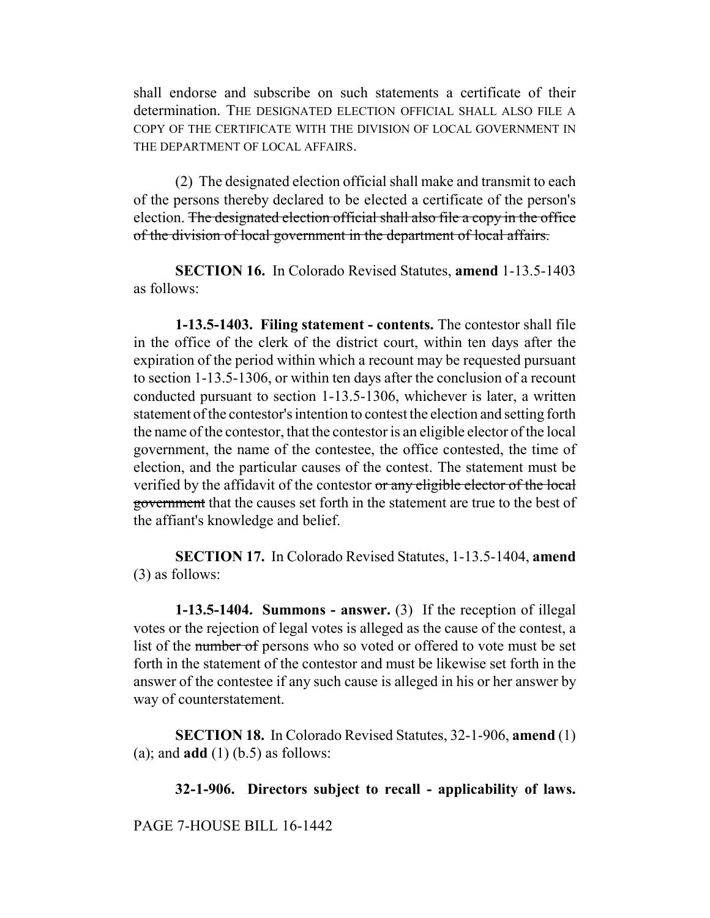shall endorse and subscribe on such statements a certificate of their determination. THE DESIGNATED ELECTION OFFICIAL SHALL ALSO FILE A COPY OF THE CERTIFICATE WITH THE DIVISION OF LOCAL GOVERNMENT IN THE DEPARTMENT OF LOCAL AFFAIRS.

(2) The designated election official shall make and transmit to each of the persons thereby declared to be elected a certificate of the person's election. ~~The designated election official shall also file a copy in the office of the division of local government in the department of local affairs.~~

**SECTION 16.** In Colorado Revised Statutes, **amend** 1-13.5-1403 as follows:

**1-13.5-1403. Filing statement - contents.** The contestor shall file in the office of the clerk of the district court, within ten days after the expiration of the period within which a recount may be requested pursuant to section 1-13.5-1306, or within ten days after the conclusion of a recount conducted pursuant to section 1-13.5-1306, whichever is later, a written statement of the contestor's intention to contest the election and setting forth the name of the contestor, that the contestor is an eligible elector of the local government, the name of the contestee, the office contested, the time of election, and the particular causes of the contest. The statement must be verified by the affidavit of the contestor ~~or any eligible elector of the local government~~ that the causes set forth in the statement are true to the best of the affiant's knowledge and belief.

**SECTION 17.** In Colorado Revised Statutes, 1-13.5-1404, **amend** (3) as follows:

**1-13.5-1404. Summons - answer.** (3) If the reception of illegal votes or the rejection of legal votes is alleged as the cause of the contest, a list of the ~~number of~~ persons who so voted or offered to vote must be set forth in the statement of the contestor and must be likewise set forth in the answer of the contestee if any such cause is alleged in his or her answer by way of counterstatement.

**SECTION 18.** In Colorado Revised Statutes, 32-1-906, **amend** (1) (a); and **add** (1) (b.5) as follows:

**32-1-906. Directors subject to recall - applicability of laws.**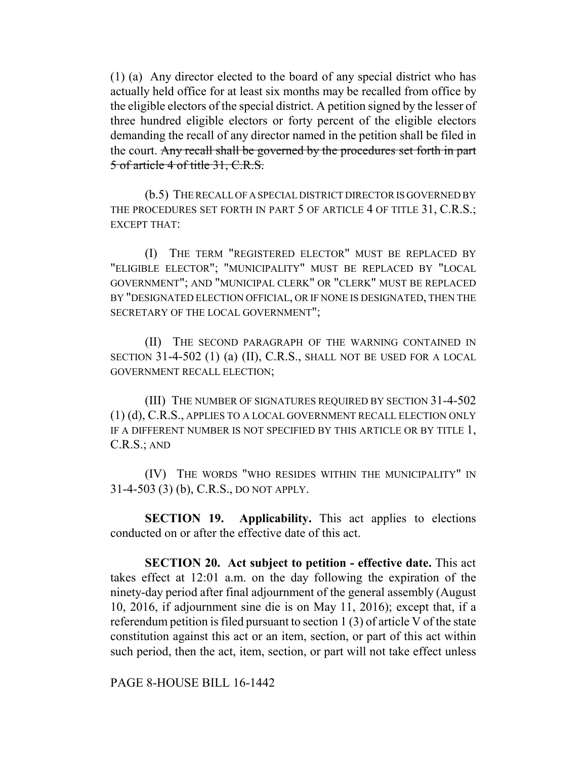(1) (a) Any director elected to the board of any special district who has actually held office for at least six months may be recalled from office by the eligible electors of the special district. A petition signed by the lesser of three hundred eligible electors or forty percent of the eligible electors demanding the recall of any director named in the petition shall be filed in the court. ~~Any recall shall be governed by the procedures set forth in part 5 of article 4 of title 31, C.R.S.~~

(b.5) THE RECALL OF A SPECIAL DISTRICT DIRECTOR IS GOVERNED BY THE PROCEDURES SET FORTH IN PART 5 OF ARTICLE 4 OF TITLE 31, C.R.S.; EXCEPT THAT:

(I) THE TERM "REGISTERED ELECTOR" MUST BE REPLACED BY "ELIGIBLE ELECTOR"; "MUNICIPALITY" MUST BE REPLACED BY "LOCAL GOVERNMENT"; AND "MUNICIPAL CLERK" OR "CLERK" MUST BE REPLACED BY "DESIGNATED ELECTION OFFICIAL, OR IF NONE IS DESIGNATED, THEN THE SECRETARY OF THE LOCAL GOVERNMENT";

(II) THE SECOND PARAGRAPH OF THE WARNING CONTAINED IN SECTION 31-4-502 (1) (a) (II), C.R.S., SHALL NOT BE USED FOR A LOCAL GOVERNMENT RECALL ELECTION;

(III) THE NUMBER OF SIGNATURES REQUIRED BY SECTION 31-4-502 (1) (d), C.R.S., APPLIES TO A LOCAL GOVERNMENT RECALL ELECTION ONLY IF A DIFFERENT NUMBER IS NOT SPECIFIED BY THIS ARTICLE OR BY TITLE 1, C.R.S.; AND

(IV) THE WORDS "WHO RESIDES WITHIN THE MUNICIPALITY" IN 31-4-503 (3) (b), C.R.S., DO NOT APPLY.

**SECTION 19. Applicability.** This act applies to elections conducted on or after the effective date of this act.

**SECTION 20. Act subject to petition - effective date.** This act takes effect at 12:01 a.m. on the day following the expiration of the ninety-day period after final adjournment of the general assembly (August 10, 2016, if adjournment sine die is on May 11, 2016); except that, if a referendum petition is filed pursuant to section 1 (3) of article V of the state constitution against this act or an item, section, or part of this act within such period, then the act, item, section, or part will not take effect unless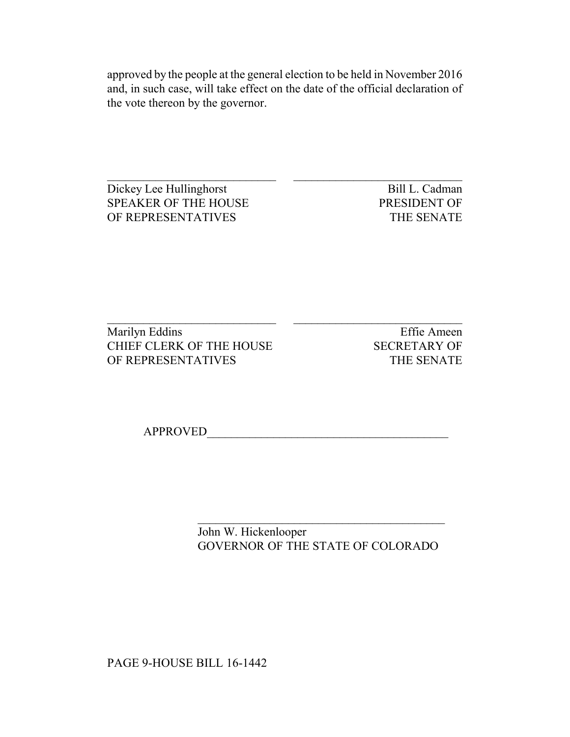approved by the people at the general election to be held in November 2016 and, in such case, will take effect on the date of the official declaration of the vote thereon by the governor.

\_\_\_\_\_\_\_\_\_\_\_\_\_\_\_\_\_\_\_\_\_\_\_\_\_\_\_\_

Dickey Lee Hullinghorst
SPEAKER OF THE HOUSE
OF REPRESENTATIVES

\_\_\_\_\_\_\_\_\_\_\_\_\_\_\_\_\_\_\_\_\_\_\_\_\_\_\_\_

Bill L. Cadman
PRESIDENT OF
THE SENATE

\_\_\_\_\_\_\_\_\_\_\_\_\_\_\_\_\_\_\_\_\_\_\_\_\_\_\_\_

Marilyn Eddins
CHIEF CLERK OF THE HOUSE
OF REPRESENTATIVES

\_\_\_\_\_\_\_\_\_\_\_\_\_\_\_\_\_\_\_\_\_\_\_\_\_\_\_\_

Effie Ameen
SECRETARY OF
THE SENATE

APPROVED\_\_\_\_\_\_\_\_\_\_\_\_\_\_\_\_\_\_\_\_\_\_\_\_\_\_\_\_\_\_\_\_\_\_\_\_\_\_\_\_

\_\_\_\_\_\_\_\_\_\_\_\_\_\_\_\_\_\_\_\_\_\_\_\_\_\_\_\_\_\_\_\_\_\_\_\_\_\_\_\_

John W. Hickenlooper
GOVERNOR OF THE STATE OF COLORADO

PAGE 9-HOUSE BILL 16-1442